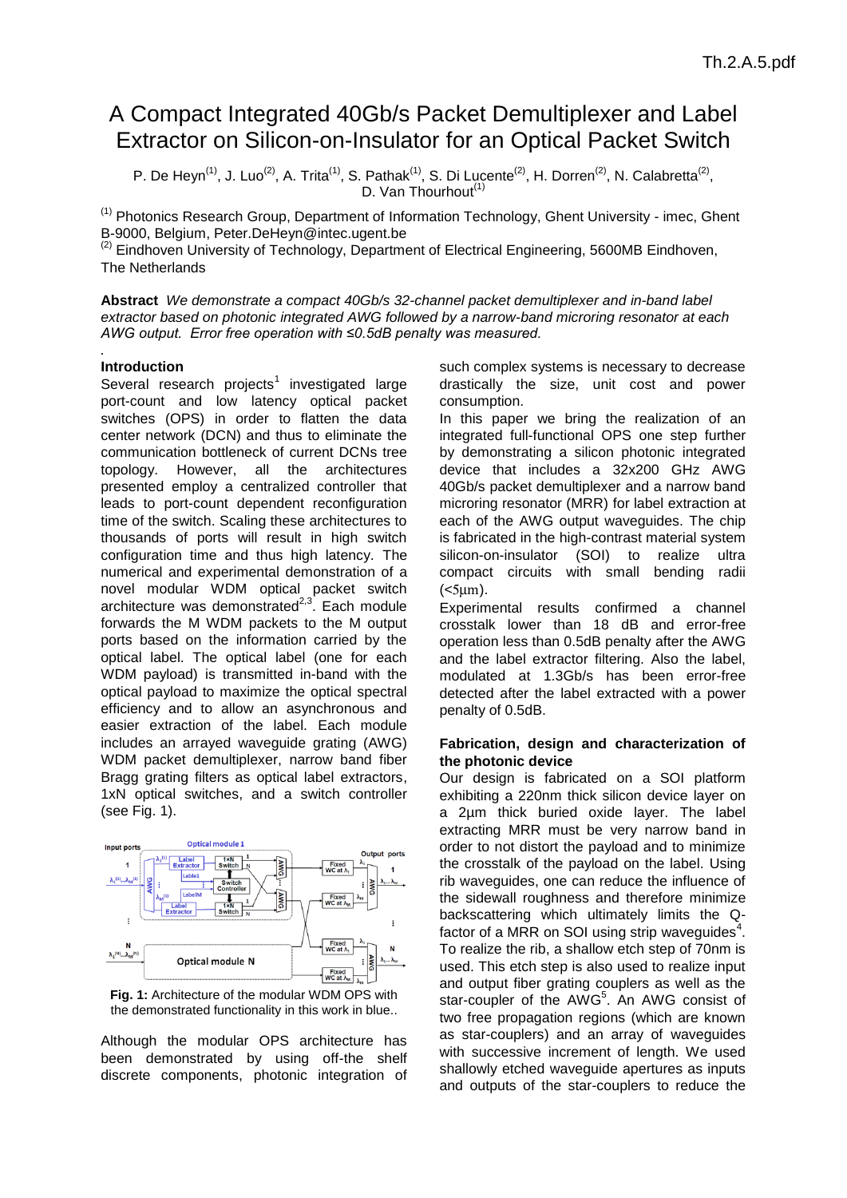# A Compact Integrated 40Gb/s Packet Demultiplexer and Label Extractor on Silicon-on-Insulator for an Optical Packet Switch

P. De Heyn[(1)], J. Luo[(2)], A. Trita[(1)], S. Pathak[(1)], S. Di Lucente[(2)], H. Dorren[(2)], N. Calabretta[(2)], D. Van Thourhout[(1)]

[(1)] Photonics Research Group, Department of Information Technology, Ghent University - imec, Ghent B-9000, Belgium, Peter.DeHeyn@intec.ugent.be

[(2)] Eindhoven University of Technology, Department of Electrical Engineering, 5600MB Eindhoven, The Netherlands

**Abstract** *We demonstrate a compact 40Gb/s 32-channel packet demultiplexer and in-band label extractor based on photonic integrated AWG followed by a narrow-band microring resonator at each AWG output. Error free operation with ≤0.5dB penalty was measured.*

## Introduction

Several research projects[1] investigated large port-count and low latency optical packet switches (OPS) in order to flatten the data center network (DCN) and thus to eliminate the communication bottleneck of current DCNs tree topology. However, all the architectures presented employ a centralized controller that leads to port-count dependent reconfiguration time of the switch. Scaling these architectures to thousands of ports will result in high switch configuration time and thus high latency. The numerical and experimental demonstration of a novel modular WDM optical packet switch architecture was demonstrated[2,3]. Each module forwards the M WDM packets to the M output ports based on the information carried by the optical label. The optical label (one for each WDM payload) is transmitted in-band with the optical payload to maximize the optical spectral efficiency and to allow an asynchronous and easier extraction of the label. Each module includes an arrayed waveguide grating (AWG) WDM packet demultiplexer, narrow band fiber Bragg grating filters as optical label extractors, 1xN optical switches, and a switch controller (see Fig. 1).

**Fig. 1:** Architecture of the modular WDM OPS with the demonstrated functionality in this work in blue..

Although the modular OPS architecture has been demonstrated by using off-the shelf discrete components, photonic integration of such complex systems is necessary to decrease drastically the size, unit cost and power consumption.

In this paper we bring the realization of an integrated full-functional OPS one step further by demonstrating a silicon photonic integrated device that includes a 32x200 GHz AWG 40Gb/s packet demultiplexer and a narrow band microring resonator (MRR) for label extraction at each of the AWG output waveguides. The chip is fabricated in the high-contrast material system silicon-on-insulator (SOI) to realize ultra compact circuits with small bending radii (<5μm).

Experimental results confirmed a channel crosstalk lower than 18 dB and error-free operation less than 0.5dB penalty after the AWG and the label extractor filtering. Also the label, modulated at 1.3Gb/s has been error-free detected after the label extracted with a power penalty of 0.5dB.

## Fabrication, design and characterization of the photonic device

Our design is fabricated on a SOI platform exhibiting a 220nm thick silicon device layer on a 2μm thick buried oxide layer. The label extracting MRR must be very narrow band in order to not distort the payload and to minimize the crosstalk of the payload on the label. Using rib waveguides, one can reduce the influence of the sidewall roughness and therefore minimize backscattering which ultimately limits the Q-factor of a MRR on SOI using strip waveguides[4]. To realize the rib, a shallow etch step of 70nm is used. This etch step is also used to realize input and output fiber grating couplers as well as the star-coupler of the AWG[5]. An AWG consist of two free propagation regions (which are known as star-couplers) and an array of waveguides with successive increment of length. We used shallowly etched waveguide apertures as inputs and outputs of the star-couplers to reduce the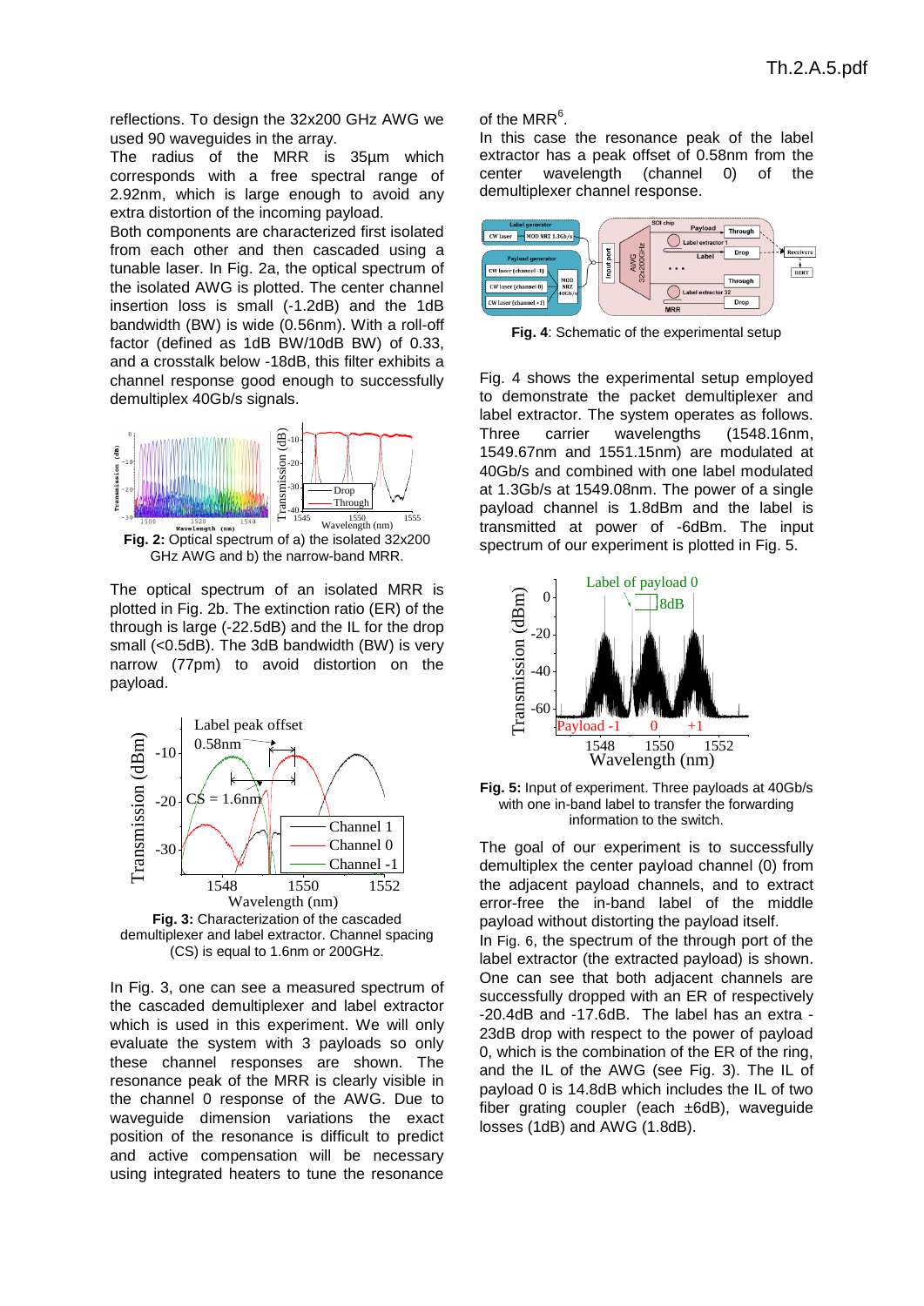reflections. To design the 32x200 GHz AWG we used 90 waveguides in the array.

The radius of the MRR is 35µm which corresponds with a free spectral range of 2.92nm, which is large enough to avoid any extra distortion of the incoming payload.

Both components are characterized first isolated from each other and then cascaded using a tunable laser. In Fig. 2a, the optical spectrum of the isolated AWG is plotted. The center channel insertion loss is small (-1.2dB) and the 1dB bandwidth (BW) is wide (0.56nm). With a roll-off factor (defined as 1dB BW/10dB BW) of 0.33, and a crosstalk below -18dB, this filter exhibits a channel response good enough to successfully demultiplex 40Gb/s signals.

**Fig. 2:** Optical spectrum of a) the isolated 32x200 GHz AWG and b) the narrow-band MRR.

The optical spectrum of an isolated MRR is plotted in Fig. 2b. The extinction ratio (ER) of the through is large (-22.5dB) and the IL for the drop small (<0.5dB). The 3dB bandwidth (BW) is very narrow (77pm) to avoid distortion on the payload.

**Fig. 3:** Characterization of the cascaded demultiplexer and label extractor. Channel spacing (CS) is equal to 1.6nm or 200GHz.

In Fig. 3, one can see that a measured spectrum of the cascaded demultiplexer and label extractor which is used in this experiment. We will only evaluate the system with 3 payloads so only these channel responses are shown. The resonance peak of the MRR is clearly visible in the channel 0 response of the AWG. Due to waveguide dimension variations the exact position of the resonance is difficult to predict and active compensation will be necessary using integrated heaters to tune the resonance of the MRR[6].

In this case the resonance peak of the label extractor has a peak offset of 0.58nm from the center wavelength (channel 0) of the demultiplexer channel response.

**Fig. 4**: Schematic of the experimental setup

Fig. 4 shows the experimental setup employed to demonstrate the packet demultiplexer and label extractor. The system operates as follows. Three carrier wavelengths (1548.16nm, 1549.67nm and 1551.15nm) are modulated at 40Gb/s and combined with one label modulated at 1.3Gb/s at 1549.08nm. The power of a single payload channel is 1.8dBm and the label is transmitted at power of -6dBm. The input spectrum of our experiment is plotted in Fig. 5.

**Fig. 5:** Input of experiment. Three payloads at 40Gb/s with one in-band label to transfer the forwarding information to the switch.

The goal of our experiment is to successfully demultiplex the center payload channel (0) from the adjacent payload channels, and to extract error-free the in-band label of the middle payload without distorting the payload itself.

In Fig. 6, the spectrum of the through port of the label extractor (the extracted payload) is shown. One can see that both adjacent channels are successfully dropped with an ER of respectively -20.4dB and -17.6dB. The label has an extra -23dB drop with respect to the power of payload 0, which is the combination of the ER of the ring, and the IL of the AWG (see Fig. 3). The IL of payload 0 is 14.8dB which includes the IL of two fiber grating coupler (each ±6dB), waveguide losses (1dB) and AWG (1.8dB).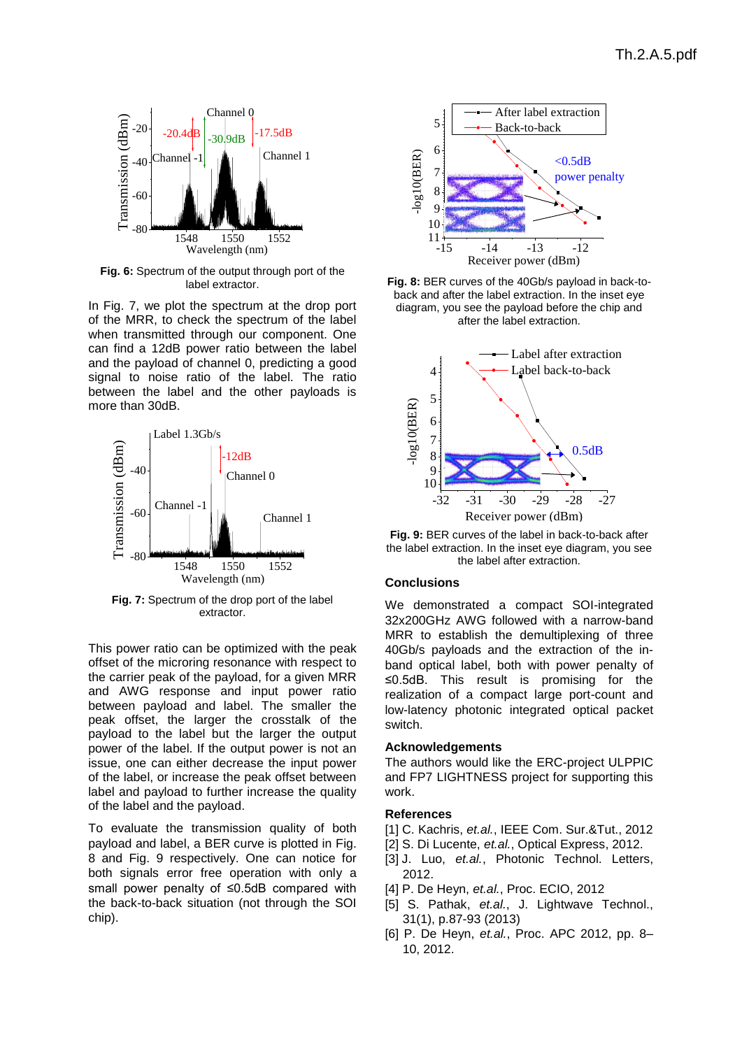Transmission (dBm)
-20
-40
-60
-80
1548 1550 1552
Wavelength (nm)
Channel 0
-20.4dB
-30.9dB
-17.5dB
Channel -1
Channel 1

**Fig. 6:** Spectrum of the output through port of the label extractor.

In Fig. 7, we plot the spectrum at the drop port of the MRR, to check the spectrum of the label when transmitted through our component. One can find a 12dB power ratio between the label and the payload of channel 0, predicting a good signal to noise ratio of the label. The ratio between the label and the other payloads is more than 30dB.

Transmission (dBm)
-40
-60
-80
1548 1550 1552
Wavelength (nm)
Label 1.3Gb/s
-12dB
Channel 0
Channel -1
Channel 1

**Fig. 7:** Spectrum of the drop port of the label extractor.

This power ratio can be optimized with the peak offset of the microring resonance with respect to the carrier peak of the payload, for a given MRR and AWG response and input power ratio between payload and label. The smaller the peak offset, the larger the crosstalk of the payload to the label but the larger the output power of the label. If the output power is not an issue, one can either decrease the input power of the label, or increase the peak offset between label and payload to further increase the quality of the label and the payload.

To evaluate the transmission quality of both payload and label, a BER curve is plotted in Fig. 8 and Fig. 9 respectively. One can notice for both signals error free operation with only a small power penalty of ≤0.5dB compared with the back-to-back situation (not through the SOI chip).

-log10(BER)
5
6
7
8
9
10
11
-15 -14 -13 -12
Receiver power (dBm)
After label extraction
Back-to-back
<0.5dB
power penalty

**Fig. 8:** BER curves of the 40Gb/s payload in back-to-back and after the label extraction. In the inset eye diagram, you see the payload before the chip and after the label extraction.

-log10(BER)
4
5
6
7
8
9
10
-32 -31 -30 -29 -28 -27
Receiver power (dBm)
Label after extraction
Label back-to-back
0.5dB

**Fig. 9:** BER curves of the label in back-to-back after the label extraction. In the inset eye diagram, you see the label after extraction.

## Conclusions

We demonstrated a compact SOI-integrated 32x200GHz AWG followed with a narrow-band MRR to establish the demultiplexing of three 40Gb/s payloads and the extraction of the in-band optical label, both with power penalty of ≤0.5dB. This result is promising for the realization of a compact large port-count and low-latency photonic integrated optical packet switch.

## Acknowledgements

The authors would like the ERC-project ULPPIC and FP7 LIGHTNESS project for supporting this work.

## References

[1] C. Kachris, *et.al.*, IEEE Com. Sur.&Tut., 2012

[2] S. Di Lucente, *et.al.*, Optical Express, 2012.

[3] J. Luo, *et.al.*, Photonic Technol. Letters, 2012.

[4] P. De Heyn, *et.al.*, Proc. ECIO, 2012

[5] S. Pathak, *et.al.*, J. Lightwave Technol., 31(1), p.87-93 (2013)

[6] P. De Heyn, *et.al.*, Proc. APC 2012, pp. 8–10, 2012.